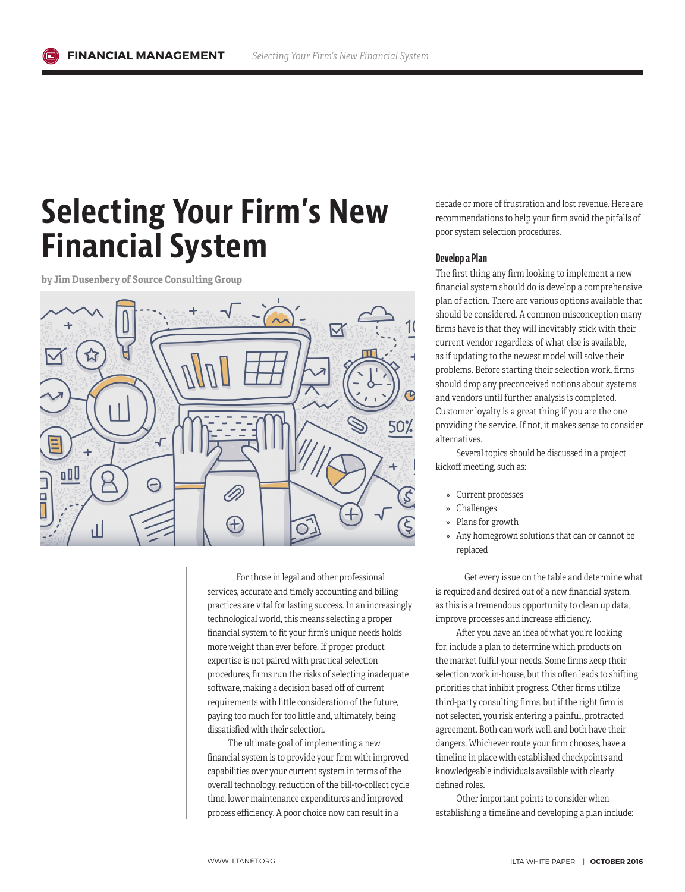# Selecting Your Firm's New Financial System

**by Jim Dusenbery of Source Consulting Group**

For those in legal and other professional services, accurate and timely accounting and billing practices are vital for lasting success. In an increasingly technological world, this means selecting a proper financial system to fit your firm's unique needs holds more weight than ever before. If proper product expertise is not paired with practical selection procedures, firms run the risks of selecting inadequate software, making a decision based off of current requirements with little consideration of the future, paying too much for too little and, ultimately, being dissatisfied with their selection.

The ultimate goal of implementing a new financial system is to provide your firm with improved capabilities over your current system in terms of the overall technology, reduction of the bill-to-collect cycle time, lower maintenance expenditures and improved process efficiency. A poor choice now can result in a decade or more of frustration and lost revenue. Here are recommendations to help your firm avoid the pitfalls of poor system selection procedures.

### Develop a Plan

The first thing any firm looking to implement a new financial system should do is develop a comprehensive plan of action. There are various options available that should be considered. A common misconception many firms have is that they will inevitably stick with their current vendor regardless of what else is available, as if updating to the newest model will solve their problems. Before starting their selection work, firms should drop any preconceived notions about systems and vendors until further analysis is completed. Customer loyalty is a great thing if you are the one providing the service. If not, it makes sense to consider alternatives.

Several topics should be discussed in a project kickoff meeting, such as:

- Current processes
- Challenges
- Plans for growth
- Any homegrown solutions that can or cannot be replaced

Get every issue on the table and determine what is required and desired out of a new financial system, as this is a tremendous opportunity to clean up data, improve processes and increase efficiency.

After you have an idea of what you're looking for, include a plan to determine which products on the market fulfill your needs. Some firms keep their selection work in-house, but this often leads to shifting priorities that inhibit progress. Other firms utilize third-party consulting firms, but if the right firm is not selected, you risk entering a painful, protracted agreement. Both can work well, and both have their dangers. Whichever route your firm chooses, have a timeline in place with established checkpoints and knowledgeable individuals available with clearly defined roles.

Other important points to consider when establishing a timeline and developing a plan include: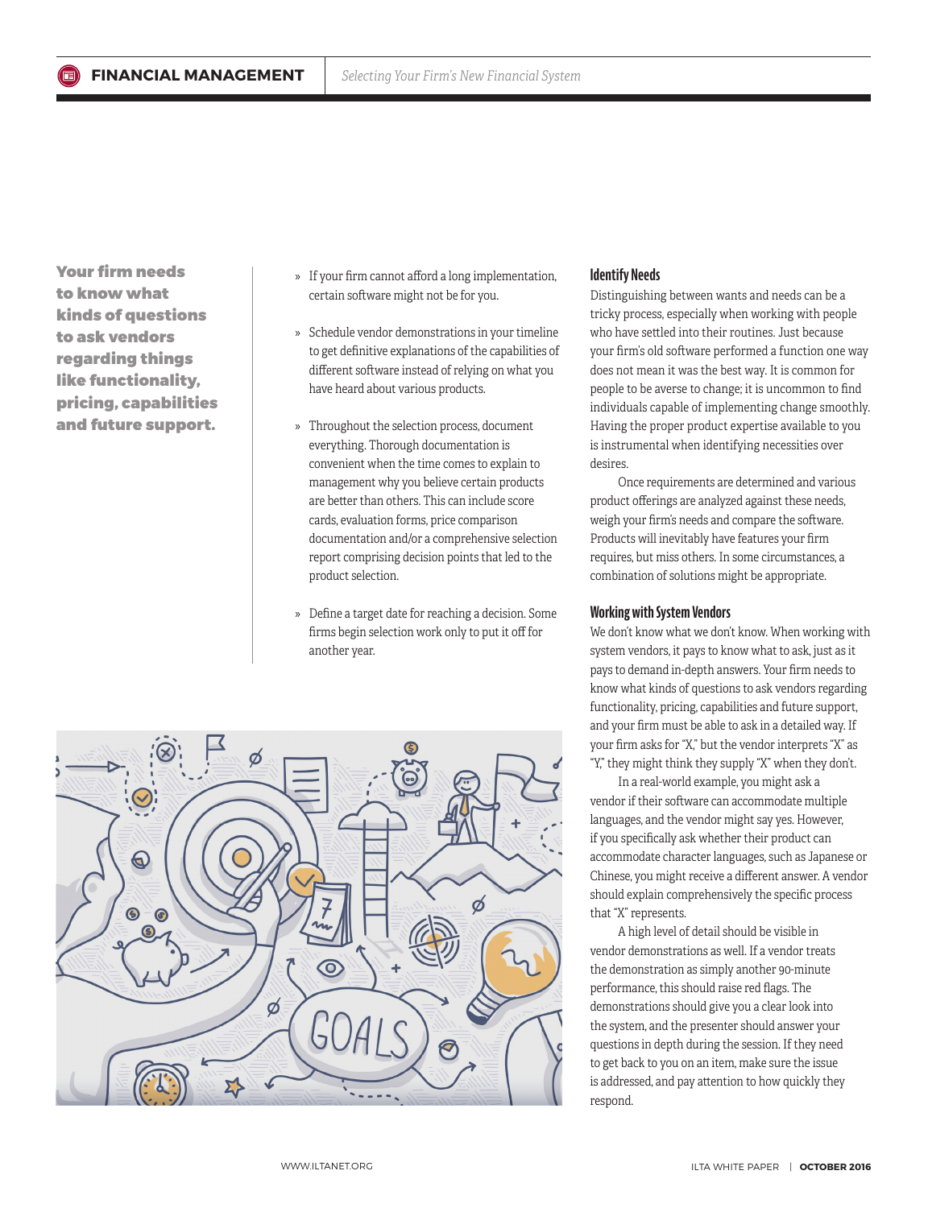**Your firm needs to know what kinds of questions to ask vendors regarding things like functionality, pricing, capabilities and future support.**

- If your firm cannot afford a long implementation, certain software might not be for you.
- Schedule vendor demonstrations in your timeline to get definitive explanations of the capabilities of different software instead of relying on what you have heard about various products.
- Throughout the selection process, document everything. Thorough documentation is convenient when the time comes to explain to management why you believe certain products are better than others. This can include score cards, evaluation forms, price comparison documentation and/or a comprehensive selection report comprising decision points that led to the product selection.
- Define a target date for reaching a decision. Some firms begin selection work only to put it off for another year.

### Identify Needs

Distinguishing between wants and needs can be a tricky process, especially when working with people who have settled into their routines. Just because your firm's old software performed a function one way does not mean it was the best way. It is common for people to be averse to change; it is uncommon to find individuals capable of implementing change smoothly. Having the proper product expertise available to you is instrumental when identifying necessities over desires.

Once requirements are determined and various product offerings are analyzed against these needs, weigh your firm's needs and compare the software. Products will inevitably have features your firm requires, but miss others. In some circumstances, a combination of solutions might be appropriate.

### Working with System Vendors

We don't know what we don't know. When working with system vendors, it pays to know what to ask, just as it pays to demand in-depth answers. Your firm needs to know what kinds of questions to ask vendors regarding functionality, pricing, capabilities and future support, and your firm must be able to ask in a detailed way. If your firm asks for "X," but the vendor interprets "X" as "Y," they might think they supply "X" when they don't.

In a real-world example, you might ask a vendor if their software can accommodate multiple languages, and the vendor might say yes. However, if you specifically ask whether their product can accommodate character languages, such as Japanese or Chinese, you might receive a different answer. A vendor should explain comprehensively the specific process that "X" represents.

A high level of detail should be visible in vendor demonstrations as well. If a vendor treats the demonstration as simply another 90-minute performance, this should raise red flags. The demonstrations should give you a clear look into the system, and the presenter should answer your questions in depth during the session. If they need to get back to you on an item, make sure the issue is addressed, and pay attention to how quickly they respond.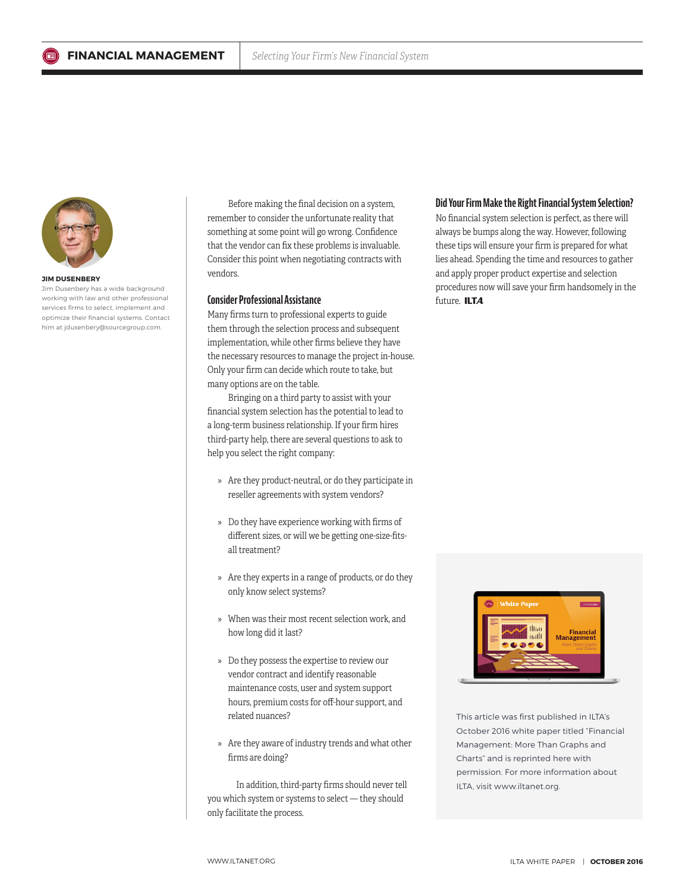**JIM DUSENBERY**

Jim Dusenbery has a wide background working with law and other professional services firms to select, implement and optimize their financial systems. Contact him at jdusenbery@sourcegroup.com.

Before making the final decision on a system, remember to consider the unfortunate reality that something at some point will go wrong. Confidence that the vendor can fix these problems is invaluable. Consider this point when negotiating contracts with vendors.

## Consider Professional Assistance

Many firms turn to professional experts to guide them through the selection process and subsequent implementation, while other firms believe they have the necessary resources to manage the project in-house. Only your firm can decide which route to take, but many options are on the table.

Bringing on a third party to assist with your financial system selection has the potential to lead to a long-term business relationship. If your firm hires third-party help, there are several questions to ask to help you select the right company:

- Are they product-neutral, or do they participate in reseller agreements with system vendors?
- Do they have experience working with firms of different sizes, or will we be getting one-size-fits-all treatment?
- Are they experts in a range of products, or do they only know select systems?
- When was their most recent selection work, and how long did it last?
- Do they possess the expertise to review our vendor contract and identify reasonable maintenance costs, user and system support hours, premium costs for off-hour support, and related nuances?
- Are they aware of industry trends and what other firms are doing?

In addition, third-party firms should never tell you which system or systems to select — they should only facilitate the process.

## Did Your Firm Make the Right Financial System Selection?

No financial system selection is perfect, as there will always be bumps along the way. However, following these tips will ensure your firm is prepared for what lies ahead. Spending the time and resources to gather and apply proper product expertise and selection procedures now will save your firm handsomely in the future. **ILTA**

This article was first published in ILTA's October 2016 white paper titled "Financial Management: More Than Graphs and Charts" and is reprinted here with permission. For more information about ILTA, visit www.iltanet.org.